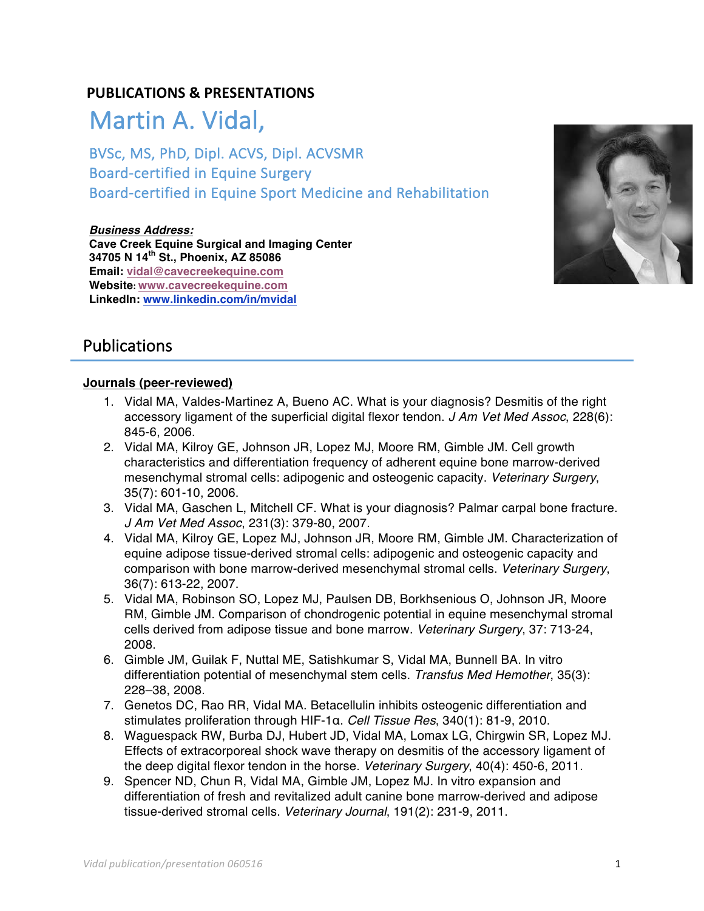**PUBLICATIONS & PRESENTATIONS**

# Martin A. Vidal,

BVSc, MS, PhD, Dipl. ACVS, Dipl. ACVSMR
Board-certified in Equine Surgery
Board-certified in Equine Sport Medicine and Rehabilitation

***Business Address:***
**Cave Creek Equine Surgical and Imaging Center**
**34705 N 14th St., Phoenix, AZ 85086**
**Email:** vidal@cavecreekequine.com
**Website:** www.cavecreekequine.com
**LinkedIn:** www.linkedin.com/in/mvidal

## Publications

**Journals (peer-reviewed)**

1. Vidal MA, Valdes-Martinez A, Bueno AC. What is your diagnosis? Desmitis of the right accessory ligament of the superficial digital flexor tendon. *J Am Vet Med Assoc*, 228(6): 845-6, 2006.
2. Vidal MA, Kilroy GE, Johnson JR, Lopez MJ, Moore RM, Gimble JM. Cell growth characteristics and differentiation frequency of adherent equine bone marrow-derived mesenchymal stromal cells: adipogenic and osteogenic capacity. *Veterinary Surgery*, 35(7): 601-10, 2006.
3. Vidal MA, Gaschen L, Mitchell CF. What is your diagnosis? Palmar carpal bone fracture. *J Am Vet Med Assoc*, 231(3): 379-80, 2007.
4. Vidal MA, Kilroy GE, Lopez MJ, Johnson JR, Moore RM, Gimble JM. Characterization of equine adipose tissue-derived stromal cells: adipogenic and osteogenic capacity and comparison with bone marrow-derived mesenchymal stromal cells. *Veterinary Surgery*, 36(7): 613-22, 2007.
5. Vidal MA, Robinson SO, Lopez MJ, Paulsen DB, Borkhsenious O, Johnson JR, Moore RM, Gimble JM. Comparison of chondrogenic potential in equine mesenchymal stromal cells derived from adipose tissue and bone marrow. *Veterinary Surgery*, 37: 713-24, 2008.
6. Gimble JM, Guilak F, Nuttal ME, Satishkumar S, Vidal MA, Bunnell BA. In vitro differentiation potential of mesenchymal stem cells. *Transfus Med Hemother*, 35(3): 228–38, 2008.
7. Genetos DC, Rao RR, Vidal MA. Betacellulin inhibits osteogenic differentiation and stimulates proliferation through HIF-1α. *Cell Tissue Res*, 340(1): 81-9, 2010.
8. Waguespack RW, Burba DJ, Hubert JD, Vidal MA, Lomax LG, Chirgwin SR, Lopez MJ. Effects of extracorporeal shock wave therapy on desmitis of the accessory ligament of the deep digital flexor tendon in the horse. *Veterinary Surgery*, 40(4): 450-6, 2011.
9. Spencer ND, Chun R, Vidal MA, Gimble JM, Lopez MJ. In vitro expansion and differentiation of fresh and revitalized adult canine bone marrow-derived and adipose tissue-derived stromal cells. *Veterinary Journal*, 191(2): 231-9, 2011.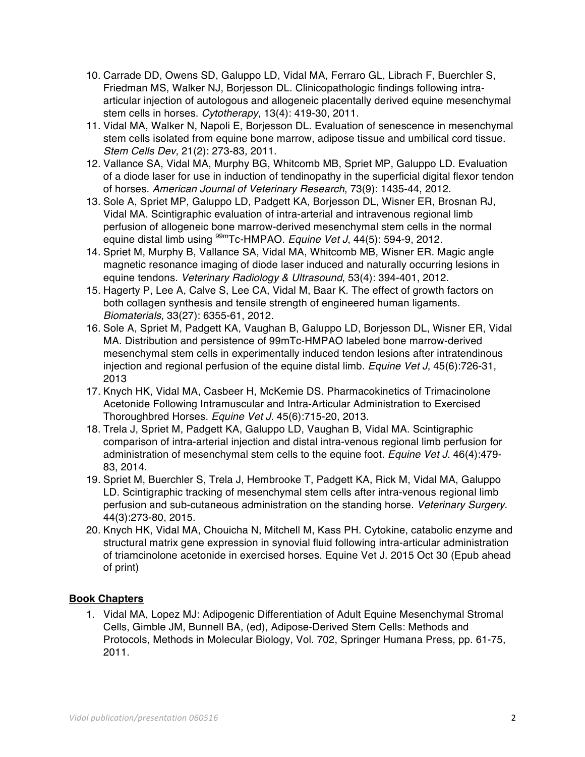10. Carrade DD, Owens SD, Galuppo LD, Vidal MA, Ferraro GL, Librach F, Buerchler S, Friedman MS, Walker NJ, Borjesson DL. Clinicopathologic findings following intra-articular injection of autologous and allogeneic placentally derived equine mesenchymal stem cells in horses. *Cytotherapy*, 13(4): 419-30, 2011.
11. Vidal MA, Walker N, Napoli E, Borjesson DL. Evaluation of senescence in mesenchymal stem cells isolated from equine bone marrow, adipose tissue and umbilical cord tissue. *Stem Cells Dev*, 21(2): 273-83, 2011.
12. Vallance SA, Vidal MA, Murphy BG, Whitcomb MB, Spriet MP, Galuppo LD. Evaluation of a diode laser for use in induction of tendinopathy in the superficial digital flexor tendon of horses. *American Journal of Veterinary Research*, 73(9): 1435-44, 2012.
13. Sole A, Spriet MP, Galuppo LD, Padgett KA, Borjesson DL, Wisner ER, Brosnan RJ, Vidal MA. Scintigraphic evaluation of intra-arterial and intravenous regional limb perfusion of allogeneic bone marrow-derived mesenchymal stem cells in the normal equine distal limb using $^{99m}$Tc-HMPAO. *Equine Vet J*, 44(5): 594-9, 2012.
14. Spriet M, Murphy B, Vallance SA, Vidal MA, Whitcomb MB, Wisner ER. Magic angle magnetic resonance imaging of diode laser induced and naturally occurring lesions in equine tendons. *Veterinary Radiology & Ultrasound*, 53(4): 394-401, 2012.
15. Hagerty P, Lee A, Calve S, Lee CA, Vidal M, Baar K. The effect of growth factors on both collagen synthesis and tensile strength of engineered human ligaments. *Biomaterials*, 33(27): 6355-61, 2012.
16. Sole A, Spriet M, Padgett KA, Vaughan B, Galuppo LD, Borjesson DL, Wisner ER, Vidal MA. Distribution and persistence of 99mTc-HMPAO labeled bone marrow-derived mesenchymal stem cells in experimentally induced tendon lesions after intratendinous injection and regional perfusion of the equine distal limb. *Equine Vet J*, 45(6):726-31, 2013
17. Knych HK, Vidal MA, Casbeer H, McKemie DS. Pharmacokinetics of Trimacinolone Acetonide Following Intramuscular and Intra-Articular Administration to Exercised Thoroughbred Horses. *Equine Vet J*. 45(6):715-20, 2013.
18. Trela J, Spriet M, Padgett KA, Galuppo LD, Vaughan B, Vidal MA. Scintigraphic comparison of intra-arterial injection and distal intra-venous regional limb perfusion for administration of mesenchymal stem cells to the equine foot. *Equine Vet J*. 46(4):479-83, 2014.
19. Spriet M, Buerchler S, Trela J, Hembrooke T, Padgett KA, Rick M, Vidal MA, Galuppo LD. Scintigraphic tracking of mesenchymal stem cells after intra-venous regional limb perfusion and sub-cutaneous administration on the standing horse. *Veterinary Surgery*. 44(3):273-80, 2015.
20. Knych HK, Vidal MA, Chouicha N, Mitchell M, Kass PH. Cytokine, catabolic enzyme and structural matrix gene expression in synovial fluid following intra-articular administration of triamcinolone acetonide in exercised horses. Equine Vet J. 2015 Oct 30 (Epub ahead of print)

**Book Chapters**

1. Vidal MA, Lopez MJ: Adipogenic Differentiation of Adult Equine Mesenchymal Stromal Cells, Gimble JM, Bunnell BA, (ed), Adipose-Derived Stem Cells: Methods and Protocols, Methods in Molecular Biology, Vol. 702, Springer Humana Press, pp. 61-75, 2011.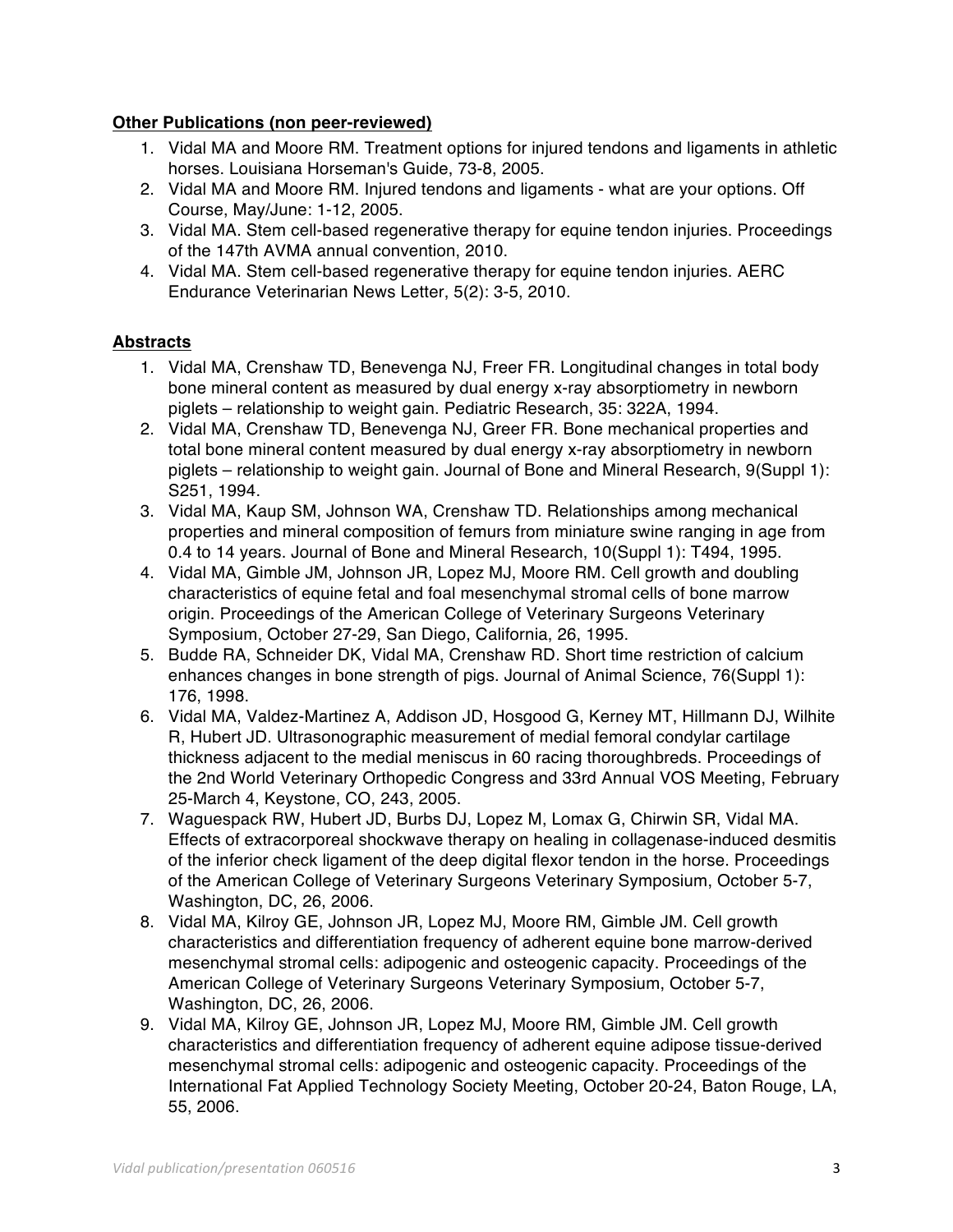**Other Publications (non peer-reviewed)**

1. Vidal MA and Moore RM. Treatment options for injured tendons and ligaments in athletic horses. Louisiana Horseman's Guide, 73-8, 2005.
2. Vidal MA and Moore RM. Injured tendons and ligaments - what are your options. Off Course, May/June: 1-12, 2005.
3. Vidal MA. Stem cell-based regenerative therapy for equine tendon injuries. Proceedings of the 147th AVMA annual convention, 2010.
4. Vidal MA. Stem cell-based regenerative therapy for equine tendon injuries. AERC Endurance Veterinarian News Letter, 5(2): 3-5, 2010.

**Abstracts**

1. Vidal MA, Crenshaw TD, Benevenga NJ, Freer FR. Longitudinal changes in total body bone mineral content as measured by dual energy x-ray absorptiometry in newborn piglets – relationship to weight gain. Pediatric Research, 35: 322A, 1994.
2. Vidal MA, Crenshaw TD, Benevenga NJ, Greer FR. Bone mechanical properties and total bone mineral content measured by dual energy x-ray absorptiometry in newborn piglets – relationship to weight gain. Journal of Bone and Mineral Research, 9(Suppl 1): S251, 1994.
3. Vidal MA, Kaup SM, Johnson WA, Crenshaw TD. Relationships among mechanical properties and mineral composition of femurs from miniature swine ranging in age from 0.4 to 14 years. Journal of Bone and Mineral Research, 10(Suppl 1): T494, 1995.
4. Vidal MA, Gimble JM, Johnson JR, Lopez MJ, Moore RM. Cell growth and doubling characteristics of equine fetal and foal mesenchymal stromal cells of bone marrow origin. Proceedings of the American College of Veterinary Surgeons Veterinary Symposium, October 27-29, San Diego, California, 26, 1995.
5. Budde RA, Schneider DK, Vidal MA, Crenshaw RD. Short time restriction of calcium enhances changes in bone strength of pigs. Journal of Animal Science, 76(Suppl 1): 176, 1998.
6. Vidal MA, Valdez-Martinez A, Addison JD, Hosgood G, Kerney MT, Hillmann DJ, Wilhite R, Hubert JD. Ultrasonographic measurement of medial femoral condylar cartilage thickness adjacent to the medial meniscus in 60 racing thoroughbreds. Proceedings of the 2nd World Veterinary Orthopedic Congress and 33rd Annual VOS Meeting, February 25-March 4, Keystone, CO, 243, 2005.
7. Waguespack RW, Hubert JD, Burbs DJ, Lopez M, Lomax G, Chirwin SR, Vidal MA. Effects of extracorporeal shockwave therapy on healing in collagenase-induced desmitis of the inferior check ligament of the deep digital flexor tendon in the horse. Proceedings of the American College of Veterinary Surgeons Veterinary Symposium, October 5-7, Washington, DC, 26, 2006.
8. Vidal MA, Kilroy GE, Johnson JR, Lopez MJ, Moore RM, Gimble JM. Cell growth characteristics and differentiation frequency of adherent equine bone marrow-derived mesenchymal stromal cells: adipogenic and osteogenic capacity. Proceedings of the American College of Veterinary Surgeons Veterinary Symposium, October 5-7, Washington, DC, 26, 2006.
9. Vidal MA, Kilroy GE, Johnson JR, Lopez MJ, Moore RM, Gimble JM. Cell growth characteristics and differentiation frequency of adherent equine adipose tissue-derived mesenchymal stromal cells: adipogenic and osteogenic capacity. Proceedings of the International Fat Applied Technology Society Meeting, October 20-24, Baton Rouge, LA, 55, 2006.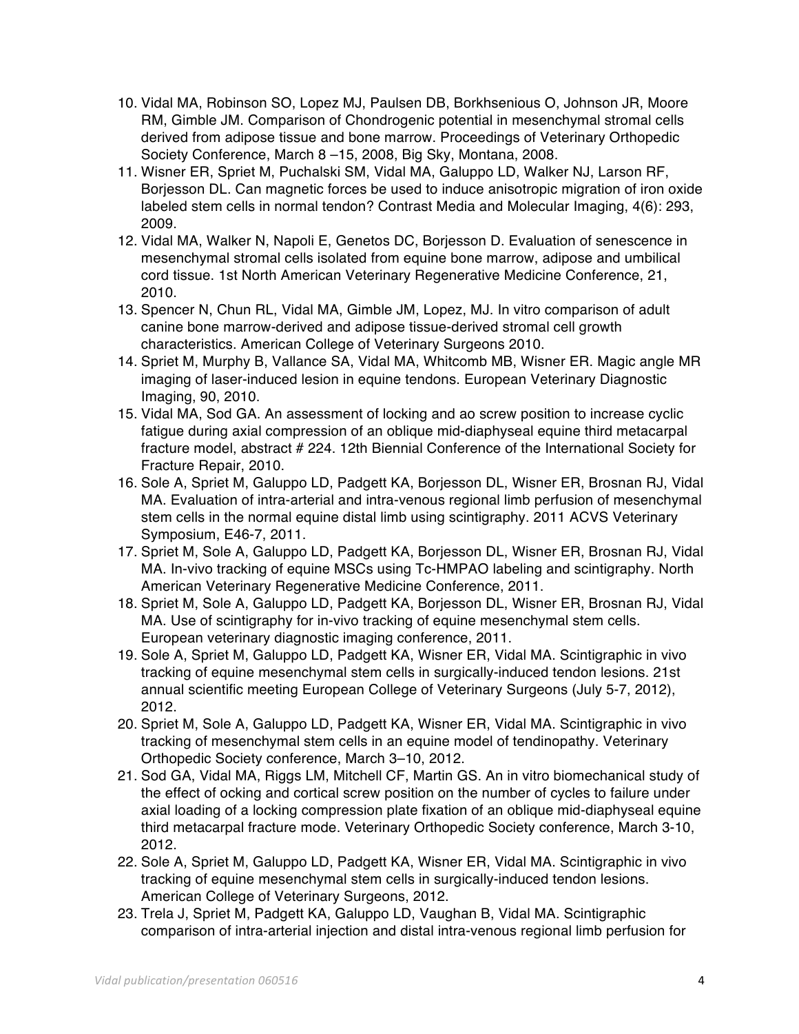10. Vidal MA, Robinson SO, Lopez MJ, Paulsen DB, Borkhsenious O, Johnson JR, Moore RM, Gimble JM. Comparison of Chondrogenic potential in mesenchymal stromal cells derived from adipose tissue and bone marrow. Proceedings of Veterinary Orthopedic Society Conference, March 8 –15, 2008, Big Sky, Montana, 2008.
11. Wisner ER, Spriet M, Puchalski SM, Vidal MA, Galuppo LD, Walker NJ, Larson RF, Borjesson DL. Can magnetic forces be used to induce anisotropic migration of iron oxide labeled stem cells in normal tendon? Contrast Media and Molecular Imaging, 4(6): 293, 2009.
12. Vidal MA, Walker N, Napoli E, Genetos DC, Borjesson D. Evaluation of senescence in mesenchymal stromal cells isolated from equine bone marrow, adipose and umbilical cord tissue. 1st North American Veterinary Regenerative Medicine Conference, 21, 2010.
13. Spencer N, Chun RL, Vidal MA, Gimble JM, Lopez, MJ. In vitro comparison of adult canine bone marrow-derived and adipose tissue-derived stromal cell growth characteristics. American College of Veterinary Surgeons 2010.
14. Spriet M, Murphy B, Vallance SA, Vidal MA, Whitcomb MB, Wisner ER. Magic angle MR imaging of laser-induced lesion in equine tendons. European Veterinary Diagnostic Imaging, 90, 2010.
15. Vidal MA, Sod GA. An assessment of locking and ao screw position to increase cyclic fatigue during axial compression of an oblique mid-diaphyseal equine third metacarpal fracture model, abstract # 224. 12th Biennial Conference of the International Society for Fracture Repair, 2010.
16. Sole A, Spriet M, Galuppo LD, Padgett KA, Borjesson DL, Wisner ER, Brosnan RJ, Vidal MA. Evaluation of intra-arterial and intra-venous regional limb perfusion of mesenchymal stem cells in the normal equine distal limb using scintigraphy. 2011 ACVS Veterinary Symposium, E46-7, 2011.
17. Spriet M, Sole A, Galuppo LD, Padgett KA, Borjesson DL, Wisner ER, Brosnan RJ, Vidal MA. In-vivo tracking of equine MSCs using Tc-HMPAO labeling and scintigraphy. North American Veterinary Regenerative Medicine Conference, 2011.
18. Spriet M, Sole A, Galuppo LD, Padgett KA, Borjesson DL, Wisner ER, Brosnan RJ, Vidal MA. Use of scintigraphy for in-vivo tracking of equine mesenchymal stem cells. European veterinary diagnostic imaging conference, 2011.
19. Sole A, Spriet M, Galuppo LD, Padgett KA, Wisner ER, Vidal MA. Scintigraphic in vivo tracking of equine mesenchymal stem cells in surgically-induced tendon lesions. 21st annual scientific meeting European College of Veterinary Surgeons (July 5-7, 2012), 2012.
20. Spriet M, Sole A, Galuppo LD, Padgett KA, Wisner ER, Vidal MA. Scintigraphic in vivo tracking of mesenchymal stem cells in an equine model of tendinopathy. Veterinary Orthopedic Society conference, March 3–10, 2012.
21. Sod GA, Vidal MA, Riggs LM, Mitchell CF, Martin GS. An in vitro biomechanical study of the effect of ocking and cortical screw position on the number of cycles to failure under axial loading of a locking compression plate fixation of an oblique mid-diaphyseal equine third metacarpal fracture mode. Veterinary Orthopedic Society conference, March 3-10, 2012.
22. Sole A, Spriet M, Galuppo LD, Padgett KA, Wisner ER, Vidal MA. Scintigraphic in vivo tracking of equine mesenchymal stem cells in surgically-induced tendon lesions. American College of Veterinary Surgeons, 2012.
23. Trela J, Spriet M, Padgett KA, Galuppo LD, Vaughan B, Vidal MA. Scintigraphic comparison of intra-arterial injection and distal intra-venous regional limb perfusion for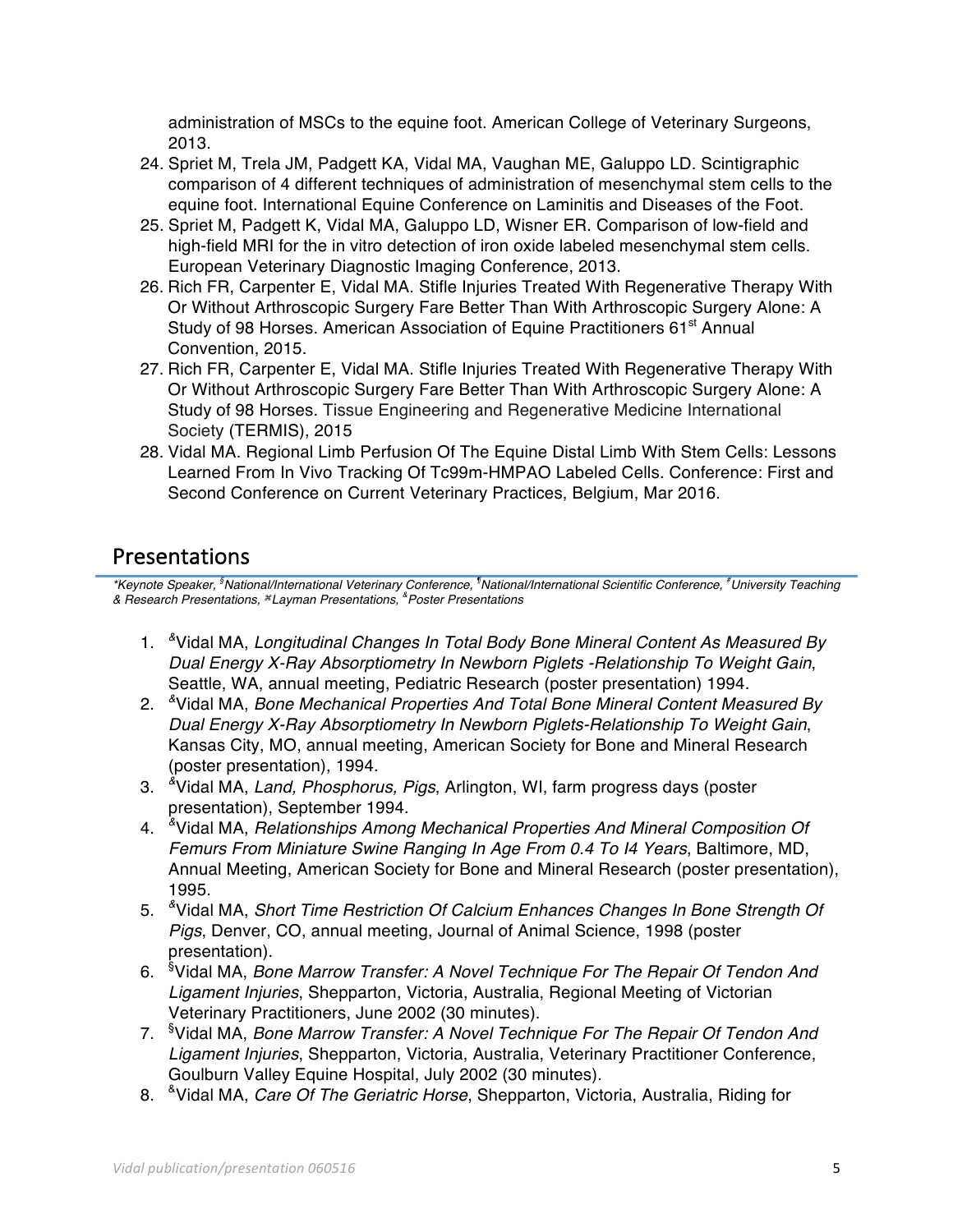administration of MSCs to the equine foot. American College of Veterinary Surgeons, 2013.

24. Spriet M, Trela JM, Padgett KA, Vidal MA, Vaughan ME, Galuppo LD. Scintigraphic comparison of 4 different techniques of administration of mesenchymal stem cells to the equine foot. International Equine Conference on Laminitis and Diseases of the Foot.
25. Spriet M, Padgett K, Vidal MA, Galuppo LD, Wisner ER. Comparison of low-field and high-field MRI for the in vitro detection of iron oxide labeled mesenchymal stem cells. European Veterinary Diagnostic Imaging Conference, 2013.
26. Rich FR, Carpenter E, Vidal MA. Stifle Injuries Treated With Regenerative Therapy With Or Without Arthroscopic Surgery Fare Better Than With Arthroscopic Surgery Alone: A Study of 98 Horses. American Association of Equine Practitioners 61st Annual Convention, 2015.
27. Rich FR, Carpenter E, Vidal MA. Stifle Injuries Treated With Regenerative Therapy With Or Without Arthroscopic Surgery Fare Better Than With Arthroscopic Surgery Alone: A Study of 98 Horses. Tissue Engineering and Regenerative Medicine International Society (TERMIS), 2015
28. Vidal MA. Regional Limb Perfusion Of The Equine Distal Limb With Stem Cells: Lessons Learned From In Vivo Tracking Of Tc99m-HMPAO Labeled Cells. Conference: First and Second Conference on Current Veterinary Practices, Belgium, Mar 2016.

## Presentations

*\*Keynote Speaker, §National/International Veterinary Conference, ¶National/International Scientific Conference, #University Teaching & Research Presentations, ⌘Layman Presentations, &Poster Presentations*

1. &Vidal MA, *Longitudinal Changes In Total Body Bone Mineral Content As Measured By Dual Energy X-Ray Absorptiometry In Newborn Piglets -Relationship To Weight Gain*, Seattle, WA, annual meeting, Pediatric Research (poster presentation) 1994.
2. &Vidal MA, *Bone Mechanical Properties And Total Bone Mineral Content Measured By Dual Energy X-Ray Absorptiometry In Newborn Piglets-Relationship To Weight Gain*, Kansas City, MO, annual meeting, American Society for Bone and Mineral Research (poster presentation), 1994.
3. &Vidal MA, *Land, Phosphorus, Pigs*, Arlington, WI, farm progress days (poster presentation), September 1994.
4. &Vidal MA, *Relationships Among Mechanical Properties And Mineral Composition Of Femurs From Miniature Swine Ranging In Age From 0.4 To I4 Years*, Baltimore, MD, Annual Meeting, American Society for Bone and Mineral Research (poster presentation), 1995.
5. &Vidal MA, *Short Time Restriction Of Calcium Enhances Changes In Bone Strength Of Pigs*, Denver, CO, annual meeting, Journal of Animal Science, 1998 (poster presentation).
6. §Vidal MA, *Bone Marrow Transfer: A Novel Technique For The Repair Of Tendon And Ligament Injuries*, Shepparton, Victoria, Australia, Regional Meeting of Victorian Veterinary Practitioners, June 2002 (30 minutes).
7. §Vidal MA, *Bone Marrow Transfer: A Novel Technique For The Repair Of Tendon And Ligament Injuries*, Shepparton, Victoria, Australia, Veterinary Practitioner Conference, Goulburn Valley Equine Hospital, July 2002 (30 minutes).
8. &Vidal MA, *Care Of The Geriatric Horse*, Shepparton, Victoria, Australia, Riding for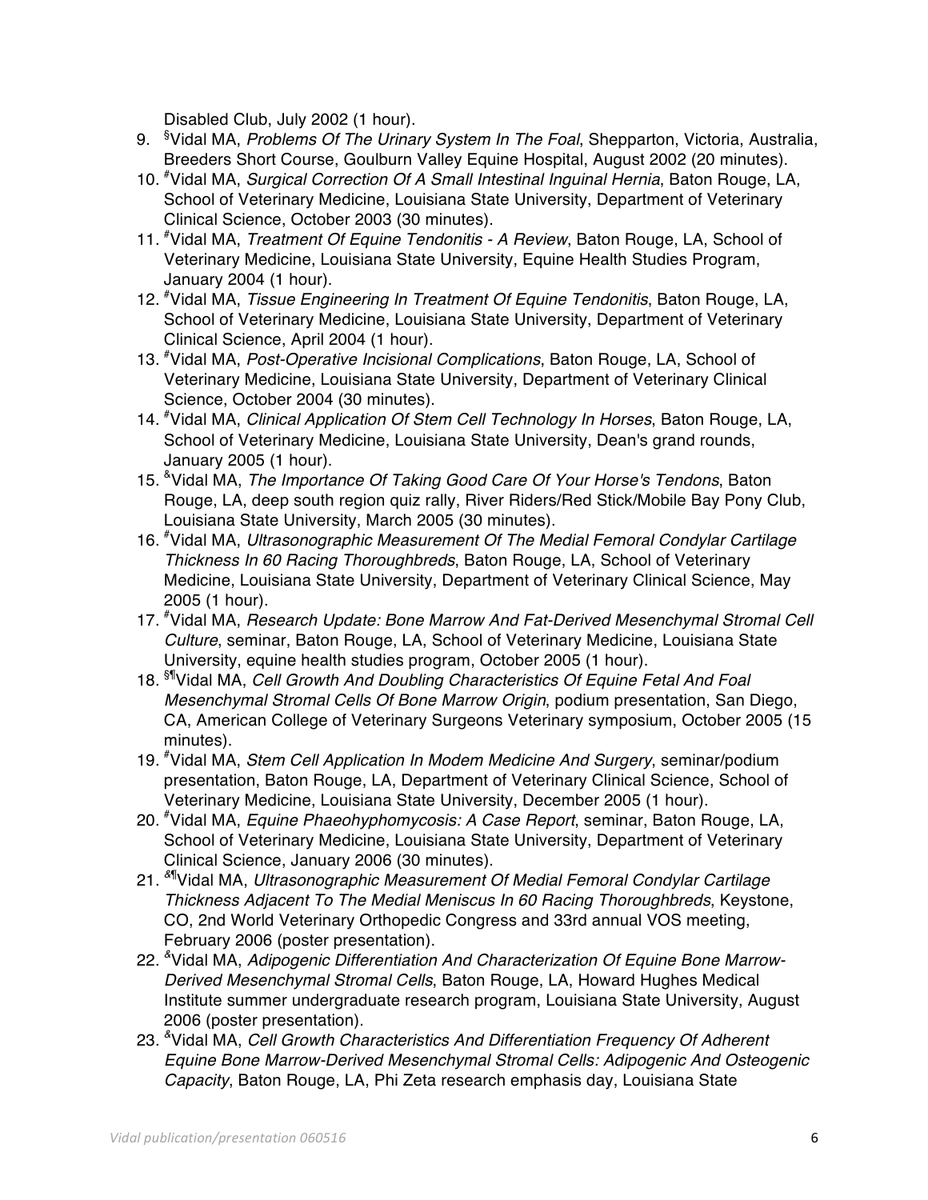Disabled Club, July 2002 (1 hour).

9. [§]Vidal MA, *Problems Of The Urinary System In The Foal*, Shepparton, Victoria, Australia, Breeders Short Course, Goulburn Valley Equine Hospital, August 2002 (20 minutes).
10. [#]Vidal MA, *Surgical Correction Of A Small Intestinal Inguinal Hernia*, Baton Rouge, LA, School of Veterinary Medicine, Louisiana State University, Department of Veterinary Clinical Science, October 2003 (30 minutes).
11. [#]Vidal MA, *Treatment Of Equine Tendonitis - A Review*, Baton Rouge, LA, School of Veterinary Medicine, Louisiana State University, Equine Health Studies Program, January 2004 (1 hour).
12. [#]Vidal MA, *Tissue Engineering In Treatment Of Equine Tendonitis*, Baton Rouge, LA, School of Veterinary Medicine, Louisiana State University, Department of Veterinary Clinical Science, April 2004 (1 hour).
13. [#]Vidal MA, *Post-Operative Incisional Complications*, Baton Rouge, LA, School of Veterinary Medicine, Louisiana State University, Department of Veterinary Clinical Science, October 2004 (30 minutes).
14. [#]Vidal MA, *Clinical Application Of Stem Cell Technology In Horses*, Baton Rouge, LA, School of Veterinary Medicine, Louisiana State University, Dean's grand rounds, January 2005 (1 hour).
15. [&]Vidal MA, *The Importance Of Taking Good Care Of Your Horse's Tendons*, Baton Rouge, LA, deep south region quiz rally, River Riders/Red Stick/Mobile Bay Pony Club, Louisiana State University, March 2005 (30 minutes).
16. [#]Vidal MA, *Ultrasonographic Measurement Of The Medial Femoral Condylar Cartilage Thickness In 60 Racing Thoroughbreds*, Baton Rouge, LA, School of Veterinary Medicine, Louisiana State University, Department of Veterinary Clinical Science, May 2005 (1 hour).
17. [#]Vidal MA, *Research Update: Bone Marrow And Fat-Derived Mesenchymal Stromal Cell Culture*, seminar, Baton Rouge, LA, School of Veterinary Medicine, Louisiana State University, equine health studies program, October 2005 (1 hour).
18. [§¶]Vidal MA, *Cell Growth And Doubling Characteristics Of Equine Fetal And Foal Mesenchymal Stromal Cells Of Bone Marrow Origin*, podium presentation, San Diego, CA, American College of Veterinary Surgeons Veterinary symposium, October 2005 (15 minutes).
19. [#]Vidal MA, *Stem Cell Application In Modem Medicine And Surgery*, seminar/podium presentation, Baton Rouge, LA, Department of Veterinary Clinical Science, School of Veterinary Medicine, Louisiana State University, December 2005 (1 hour).
20. [#]Vidal MA, *Equine Phaeohyphomycosis: A Case Report*, seminar, Baton Rouge, LA, School of Veterinary Medicine, Louisiana State University, Department of Veterinary Clinical Science, January 2006 (30 minutes).
21. [&¶]Vidal MA, *Ultrasonographic Measurement Of Medial Femoral Condylar Cartilage Thickness Adjacent To The Medial Meniscus In 60 Racing Thoroughbreds*, Keystone, CO, 2nd World Veterinary Orthopedic Congress and 33rd annual VOS meeting, February 2006 (poster presentation).
22. [&]Vidal MA, *Adipogenic Differentiation And Characterization Of Equine Bone Marrow-Derived Mesenchymal Stromal Cells*, Baton Rouge, LA, Howard Hughes Medical Institute summer undergraduate research program, Louisiana State University, August 2006 (poster presentation).
23. [&]Vidal MA, *Cell Growth Characteristics And Differentiation Frequency Of Adherent Equine Bone Marrow-Derived Mesenchymal Stromal Cells: Adipogenic And Osteogenic Capacity*, Baton Rouge, LA, Phi Zeta research emphasis day, Louisiana State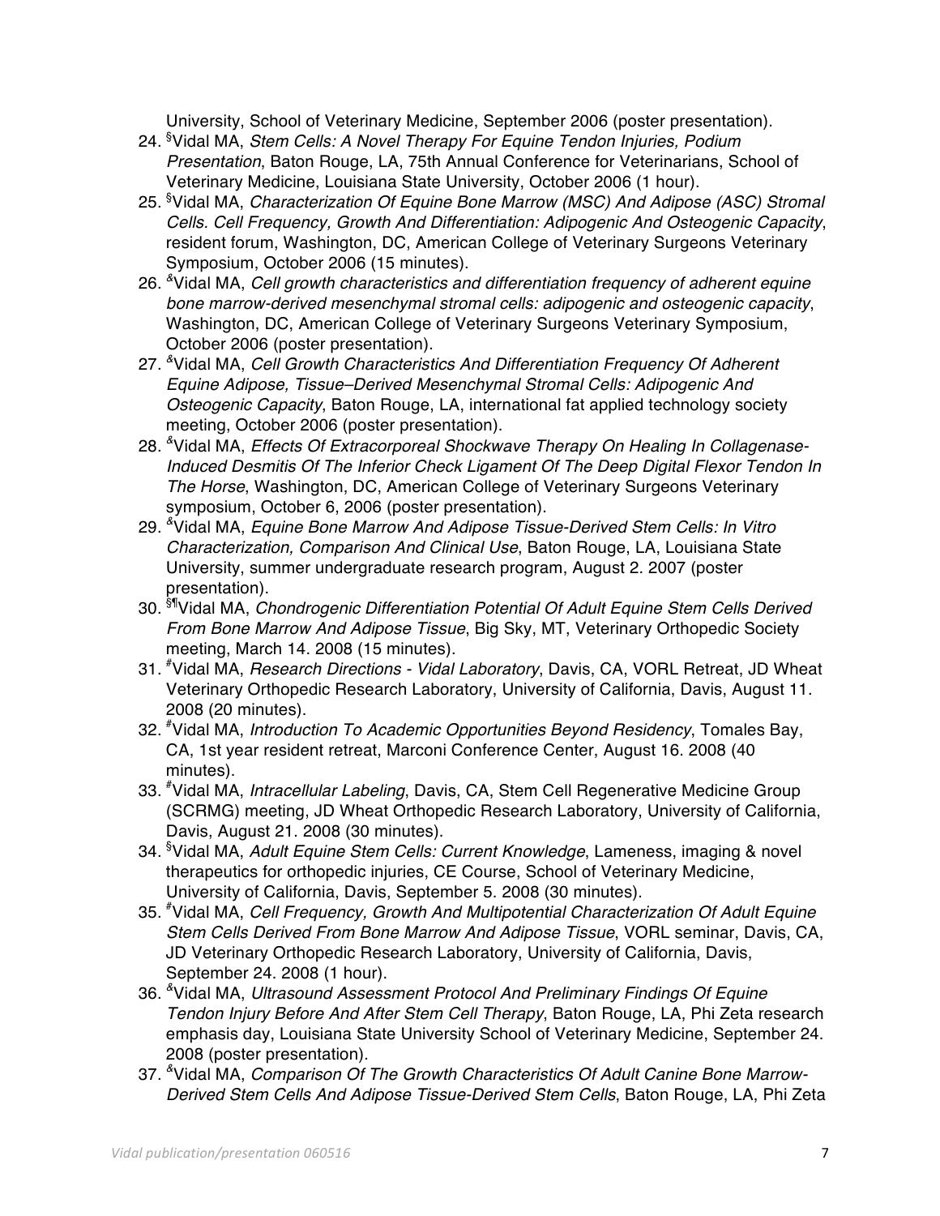University, School of Veterinary Medicine, September 2006 (poster presentation).

24. [§]Vidal MA, *Stem Cells: A Novel Therapy For Equine Tendon Injuries, Podium Presentation*, Baton Rouge, LA, 75th Annual Conference for Veterinarians, School of Veterinary Medicine, Louisiana State University, October 2006 (1 hour).
25. [§]Vidal MA, *Characterization Of Equine Bone Marrow (MSC) And Adipose (ASC) Stromal Cells. Cell Frequency, Growth And Differentiation: Adipogenic And Osteogenic Capacity*, resident forum, Washington, DC, American College of Veterinary Surgeons Veterinary Symposium, October 2006 (15 minutes).
26. [&]Vidal MA, *Cell growth characteristics and differentiation frequency of adherent equine bone marrow-derived mesenchymal stromal cells: adipogenic and osteogenic capacity*, Washington, DC, American College of Veterinary Surgeons Veterinary Symposium, October 2006 (poster presentation).
27. [&]Vidal MA, *Cell Growth Characteristics And Differentiation Frequency Of Adherent Equine Adipose, Tissue–Derived Mesenchymal Stromal Cells: Adipogenic And Osteogenic Capacity*, Baton Rouge, LA, international fat applied technology society meeting, October 2006 (poster presentation).
28. [&]Vidal MA, *Effects Of Extracorporeal Shockwave Therapy On Healing In Collagenase-Induced Desmitis Of The Inferior Check Ligament Of The Deep Digital Flexor Tendon In The Horse*, Washington, DC, American College of Veterinary Surgeons Veterinary symposium, October 6, 2006 (poster presentation).
29. [&]Vidal MA, *Equine Bone Marrow And Adipose Tissue-Derived Stem Cells: In Vitro Characterization, Comparison And Clinical Use*, Baton Rouge, LA, Louisiana State University, summer undergraduate research program, August 2. 2007 (poster presentation).
30. [§¶]Vidal MA, *Chondrogenic Differentiation Potential Of Adult Equine Stem Cells Derived From Bone Marrow And Adipose Tissue*, Big Sky, MT, Veterinary Orthopedic Society meeting, March 14. 2008 (15 minutes).
31. [#]Vidal MA, *Research Directions - Vidal Laboratory*, Davis, CA, VORL Retreat, JD Wheat Veterinary Orthopedic Research Laboratory, University of California, Davis, August 11. 2008 (20 minutes).
32. [#]Vidal MA, *Introduction To Academic Opportunities Beyond Residency*, Tomales Bay, CA, 1st year resident retreat, Marconi Conference Center, August 16. 2008 (40 minutes).
33. [#]Vidal MA, *Intracellular Labeling*, Davis, CA, Stem Cell Regenerative Medicine Group (SCRMG) meeting, JD Wheat Orthopedic Research Laboratory, University of California, Davis, August 21. 2008 (30 minutes).
34. [§]Vidal MA, *Adult Equine Stem Cells: Current Knowledge*, Lameness, imaging & novel therapeutics for orthopedic injuries, CE Course, School of Veterinary Medicine, University of California, Davis, September 5. 2008 (30 minutes).
35. [#]Vidal MA, *Cell Frequency, Growth And Multipotential Characterization Of Adult Equine Stem Cells Derived From Bone Marrow And Adipose Tissue*, VORL seminar, Davis, CA, JD Veterinary Orthopedic Research Laboratory, University of California, Davis, September 24. 2008 (1 hour).
36. [&]Vidal MA, *Ultrasound Assessment Protocol And Preliminary Findings Of Equine Tendon Injury Before And After Stem Cell Therapy*, Baton Rouge, LA, Phi Zeta research emphasis day, Louisiana State University School of Veterinary Medicine, September 24. 2008 (poster presentation).
37. [&]Vidal MA, *Comparison Of The Growth Characteristics Of Adult Canine Bone Marrow-Derived Stem Cells And Adipose Tissue-Derived Stem Cells*, Baton Rouge, LA, Phi Zeta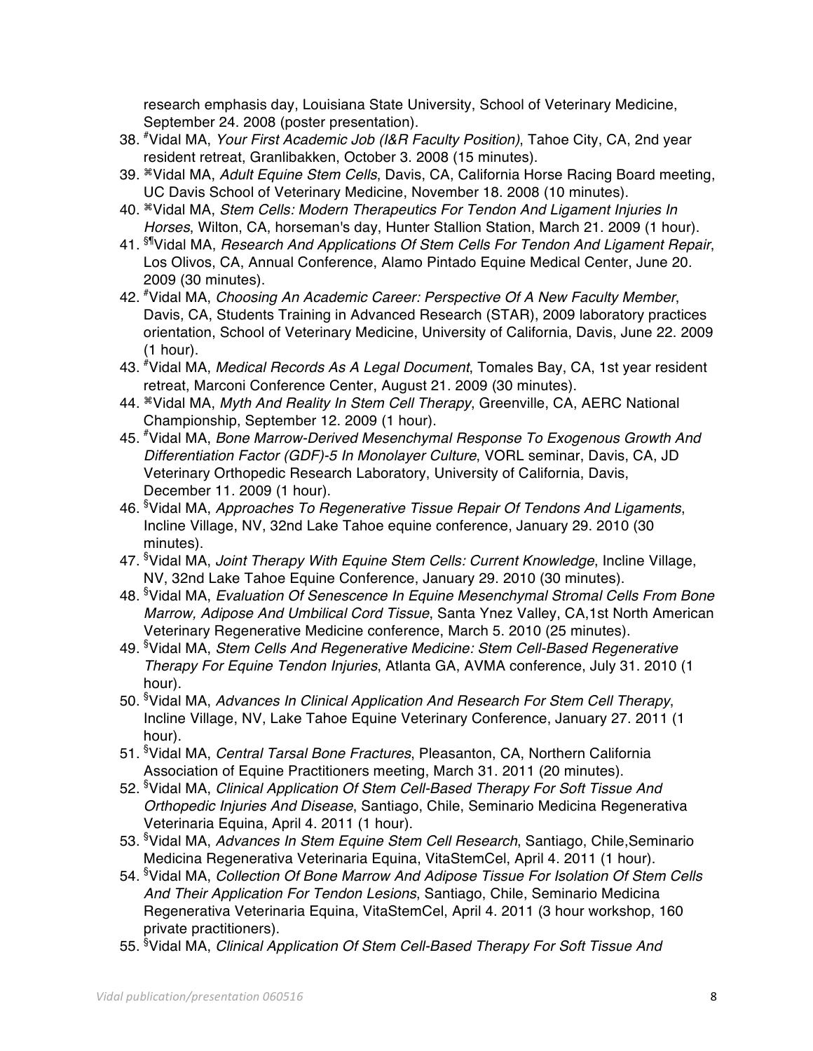research emphasis day, Louisiana State University, School of Veterinary Medicine, September 24. 2008 (poster presentation).

38. #Vidal MA, *Your First Academic Job (I&R Faculty Position)*, Tahoe City, CA, 2nd year resident retreat, Granlibakken, October 3. 2008 (15 minutes).
39. ⌘Vidal MA, *Adult Equine Stem Cells*, Davis, CA, California Horse Racing Board meeting, UC Davis School of Veterinary Medicine, November 18. 2008 (10 minutes).
40. ⌘Vidal MA, *Stem Cells: Modern Therapeutics For Tendon And Ligament Injuries In Horses*, Wilton, CA, horseman's day, Hunter Stallion Station, March 21. 2009 (1 hour).
41. §¶Vidal MA, *Research And Applications Of Stem Cells For Tendon And Ligament Repair*, Los Olivos, CA, Annual Conference, Alamo Pintado Equine Medical Center, June 20. 2009 (30 minutes).
42. #Vidal MA, *Choosing An Academic Career: Perspective Of A New Faculty Member*, Davis, CA, Students Training in Advanced Research (STAR), 2009 laboratory practices orientation, School of Veterinary Medicine, University of California, Davis, June 22. 2009 (1 hour).
43. #Vidal MA, *Medical Records As A Legal Document*, Tomales Bay, CA, 1st year resident retreat, Marconi Conference Center, August 21. 2009 (30 minutes).
44. ⌘Vidal MA, *Myth And Reality In Stem Cell Therapy*, Greenville, CA, AERC National Championship, September 12. 2009 (1 hour).
45. #Vidal MA, *Bone Marrow-Derived Mesenchymal Response To Exogenous Growth And Differentiation Factor (GDF)-5 In Monolayer Culture*, VORL seminar, Davis, CA, JD Veterinary Orthopedic Research Laboratory, University of California, Davis, December 11. 2009 (1 hour).
46. §Vidal MA, *Approaches To Regenerative Tissue Repair Of Tendons And Ligaments*, Incline Village, NV, 32nd Lake Tahoe equine conference, January 29. 2010 (30 minutes).
47. §Vidal MA, *Joint Therapy With Equine Stem Cells: Current Knowledge*, Incline Village, NV, 32nd Lake Tahoe Equine Conference, January 29. 2010 (30 minutes).
48. §Vidal MA, *Evaluation Of Senescence In Equine Mesenchymal Stromal Cells From Bone Marrow, Adipose And Umbilical Cord Tissue*, Santa Ynez Valley, CA,1st North American Veterinary Regenerative Medicine conference, March 5. 2010 (25 minutes).
49. §Vidal MA, *Stem Cells And Regenerative Medicine: Stem Cell-Based Regenerative Therapy For Equine Tendon Injuries*, Atlanta GA, AVMA conference, July 31. 2010 (1 hour).
50. §Vidal MA, *Advances In Clinical Application And Research For Stem Cell Therapy*, Incline Village, NV, Lake Tahoe Equine Veterinary Conference, January 27. 2011 (1 hour).
51. §Vidal MA, *Central Tarsal Bone Fractures*, Pleasanton, CA, Northern California Association of Equine Practitioners meeting, March 31. 2011 (20 minutes).
52. §Vidal MA, *Clinical Application Of Stem Cell-Based Therapy For Soft Tissue And Orthopedic Injuries And Disease*, Santiago, Chile, Seminario Medicina Regenerativa Veterinaria Equina, April 4. 2011 (1 hour).
53. §Vidal MA, *Advances In Stem Equine Stem Cell Research*, Santiago, Chile,Seminario Medicina Regenerativa Veterinaria Equina, VitaStemCel, April 4. 2011 (1 hour).
54. §Vidal MA, *Collection Of Bone Marrow And Adipose Tissue For Isolation Of Stem Cells And Their Application For Tendon Lesions*, Santiago, Chile, Seminario Medicina Regenerativa Veterinaria Equina, VitaStemCel, April 4. 2011 (3 hour workshop, 160 private practitioners).
55. §Vidal MA, *Clinical Application Of Stem Cell-Based Therapy For Soft Tissue And*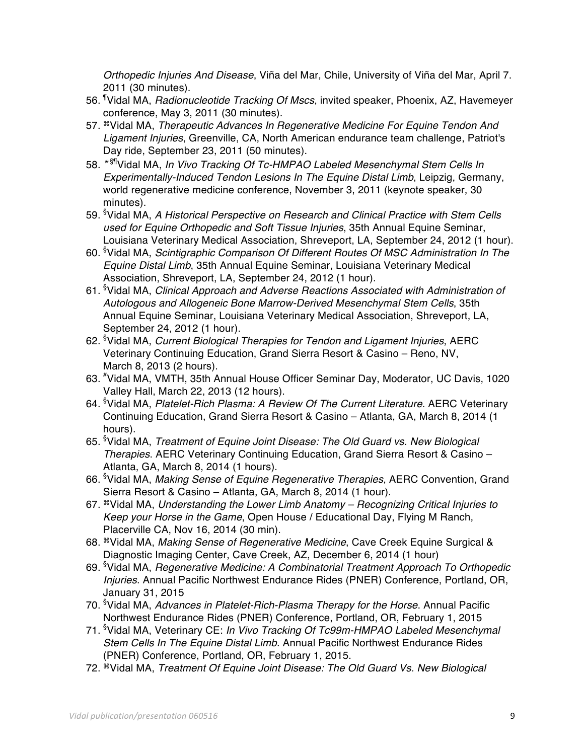*Orthopedic Injuries And Disease*, Viña del Mar, Chile, University of Viña del Mar, April 7. 2011 (30 minutes).

56. ¶Vidal MA, *Radionucleotide Tracking Of Mscs*, invited speaker, Phoenix, AZ, Havemeyer conference, May 3, 2011 (30 minutes).
57. ⌘Vidal MA, *Therapeutic Advances In Regenerative Medicine For Equine Tendon And Ligament Injuries*, Greenville, CA, North American endurance team challenge, Patriot's Day ride, September 23, 2011 (50 minutes).
58. *§¶Vidal MA, *In Vivo Tracking Of Tc-HMPAO Labeled Mesenchymal Stem Cells In Experimentally-Induced Tendon Lesions In The Equine Distal Limb*, Leipzig, Germany, world regenerative medicine conference, November 3, 2011 (keynote speaker, 30 minutes).
59. §Vidal MA, *A Historical Perspective on Research and Clinical Practice with Stem Cells used for Equine Orthopedic and Soft Tissue Injuries*, 35th Annual Equine Seminar, Louisiana Veterinary Medical Association, Shreveport, LA, September 24, 2012 (1 hour).
60. §Vidal MA, *Scintigraphic Comparison Of Different Routes Of MSC Administration In The Equine Distal Limb*, 35th Annual Equine Seminar, Louisiana Veterinary Medical Association, Shreveport, LA, September 24, 2012 (1 hour).
61. §Vidal MA, *Clinical Approach and Adverse Reactions Associated with Administration of Autologous and Allogeneic Bone Marrow-Derived Mesenchymal Stem Cells*, 35th Annual Equine Seminar, Louisiana Veterinary Medical Association, Shreveport, LA, September 24, 2012 (1 hour).
62. §Vidal MA, *Current Biological Therapies for Tendon and Ligament Injuries*, AERC Veterinary Continuing Education, Grand Sierra Resort & Casino – Reno, NV, March 8, 2013 (2 hours).
63. #Vidal MA, VMTH, 35th Annual House Officer Seminar Day, Moderator, UC Davis, 1020 Valley Hall, March 22, 2013 (12 hours).
64. §Vidal MA, *Platelet-Rich Plasma: A Review Of The Current Literature*. AERC Veterinary Continuing Education, Grand Sierra Resort & Casino – Atlanta, GA, March 8, 2014 (1 hours).
65. §Vidal MA, *Treatment of Equine Joint Disease: The Old Guard vs. New Biological Therapies*. AERC Veterinary Continuing Education, Grand Sierra Resort & Casino – Atlanta, GA, March 8, 2014 (1 hours).
66. §Vidal MA, *Making Sense of Equine Regenerative Therapies*, AERC Convention, Grand Sierra Resort & Casino – Atlanta, GA, March 8, 2014 (1 hour).
67. ⌘Vidal MA, *Understanding the Lower Limb Anatomy – Recognizing Critical Injuries to Keep your Horse in the Game*, Open House / Educational Day, Flying M Ranch, Placerville CA, Nov 16, 2014 (30 min).
68. ⌘Vidal MA, *Making Sense of Regenerative Medicine*, Cave Creek Equine Surgical & Diagnostic Imaging Center, Cave Creek, AZ, December 6, 2014 (1 hour)
69. §Vidal MA, *Regenerative Medicine: A Combinatorial Treatment Approach To Orthopedic Injuries*. Annual Pacific Northwest Endurance Rides (PNER) Conference, Portland, OR, January 31, 2015
70. §Vidal MA, *Advances in Platelet-Rich-Plasma Therapy for the Horse*. Annual Pacific Northwest Endurance Rides (PNER) Conference, Portland, OR, February 1, 2015
71. §Vidal MA, Veterinary CE: *In Vivo Tracking Of Tc99m-HMPAO Labeled Mesenchymal Stem Cells In The Equine Distal Limb*. Annual Pacific Northwest Endurance Rides (PNER) Conference, Portland, OR, February 1, 2015.
72. ⌘Vidal MA, *Treatment Of Equine Joint Disease: The Old Guard Vs. New Biological*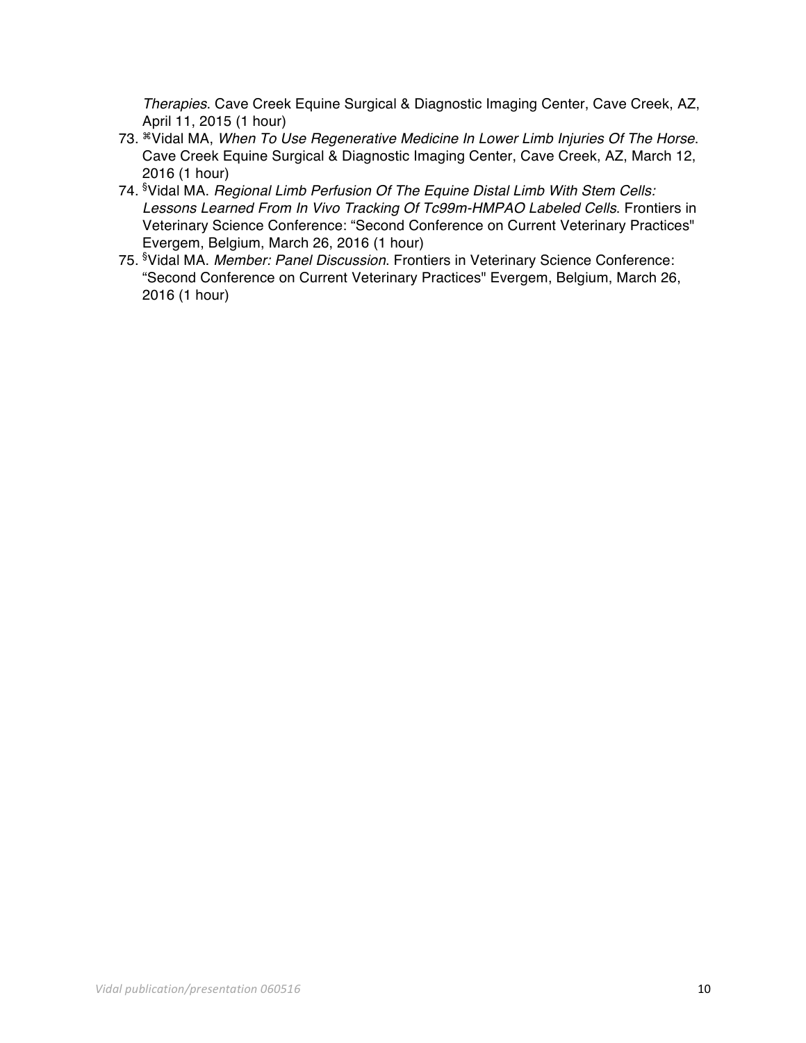*Therapies*. Cave Creek Equine Surgical & Diagnostic Imaging Center, Cave Creek, AZ, April 11, 2015 (1 hour)

73. ⌘Vidal MA, *When To Use Regenerative Medicine In Lower Limb Injuries Of The Horse*. Cave Creek Equine Surgical & Diagnostic Imaging Center, Cave Creek, AZ, March 12, 2016 (1 hour)
74. §Vidal MA. *Regional Limb Perfusion Of The Equine Distal Limb With Stem Cells: Lessons Learned From In Vivo Tracking Of Tc99m-HMPAO Labeled Cells*. Frontiers in Veterinary Science Conference: "Second Conference on Current Veterinary Practices" Evergem, Belgium, March 26, 2016 (1 hour)
75. §Vidal MA. *Member: Panel Discussion*. Frontiers in Veterinary Science Conference: "Second Conference on Current Veterinary Practices" Evergem, Belgium, March 26, 2016 (1 hour)